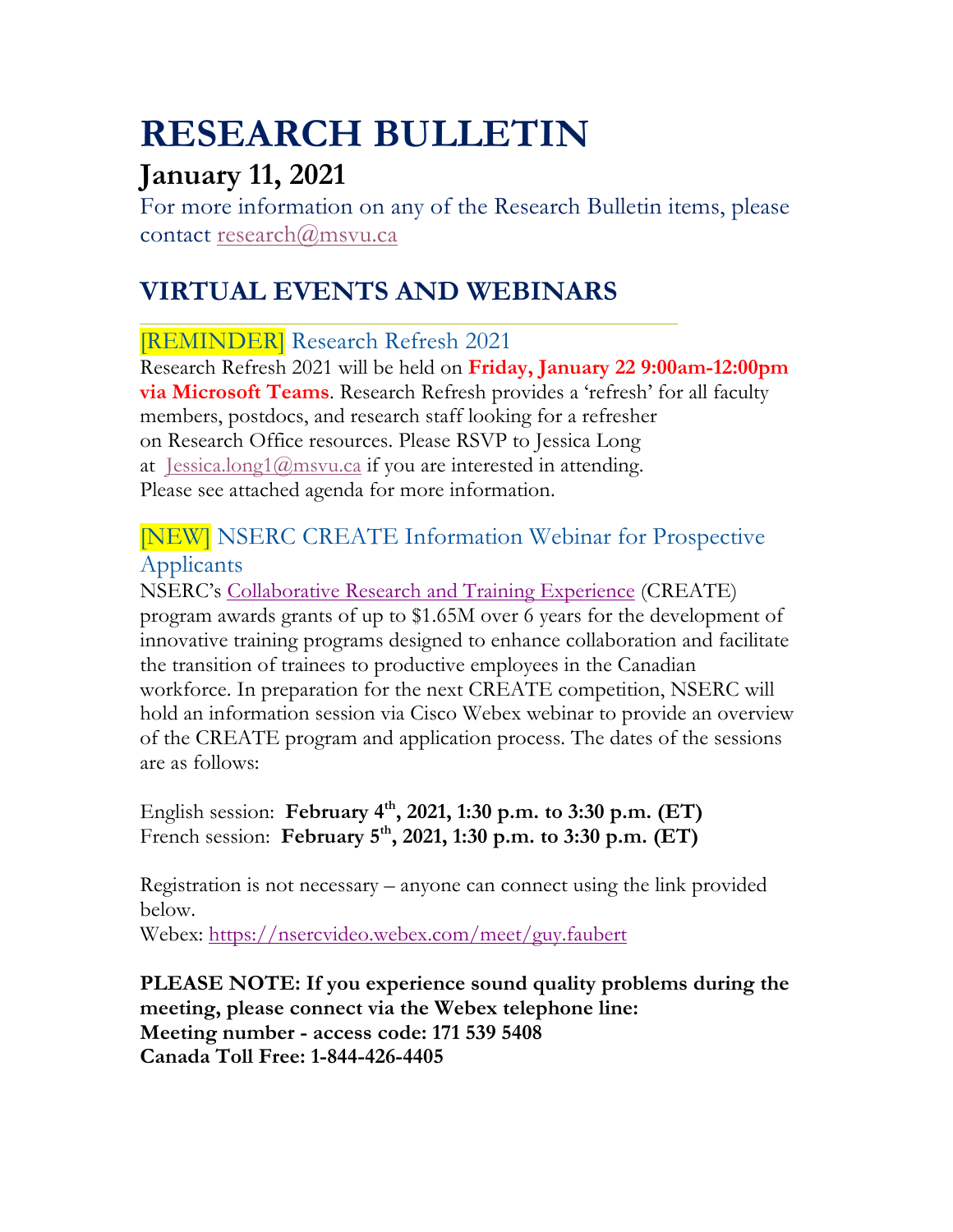# RESEARCH BULLETIN

## January 11, 2021

For more information on any of the Research Bulletin items, please contact research@msvu.ca

## VIRTUAL EVENTS AND WEBINARS

### [REMINDER] Research Refresh 2021

Research Refresh 2021 will be held on **Friday, January 22 9:00am-12:00pm via Microsoft Teams**. Research Refresh provides a 'refresh' for all faculty members, postdocs, and research staff looking for a refresher on Research Office resources. Please RSVP to Jessica Long at Jessica.long1@msvu.ca if you are interested in attending. Please see attached agenda for more information.

### [NEW] NSERC CREATE Information Webinar for Prospective Applicants

NSERC's Collaborative Research and Training Experience (CREATE) program awards grants of up to $1.65M over 6 years for the development of innovative training programs designed to enhance collaboration and facilitate the transition of trainees to productive employees in the Canadian workforce. In preparation for the next CREATE competition, NSERC will hold an information session via Cisco Webex webinar to provide an overview of the CREATE program and application process. The dates of the sessions are as follows:

English session: **February 4th, 2021, 1:30 p.m. to 3:30 p.m. (ET)**
French session: **February 5th, 2021, 1:30 p.m. to 3:30 p.m. (ET)**

Registration is not necessary – anyone can connect using the link provided below.
Webex: https://nsercvideo.webex.com/meet/guy.faubert

**PLEASE NOTE: If you experience sound quality problems during the meeting, please connect via the Webex telephone line:**
**Meeting number - access code: 171 539 5408**
**Canada Toll Free: 1-844-426-4405**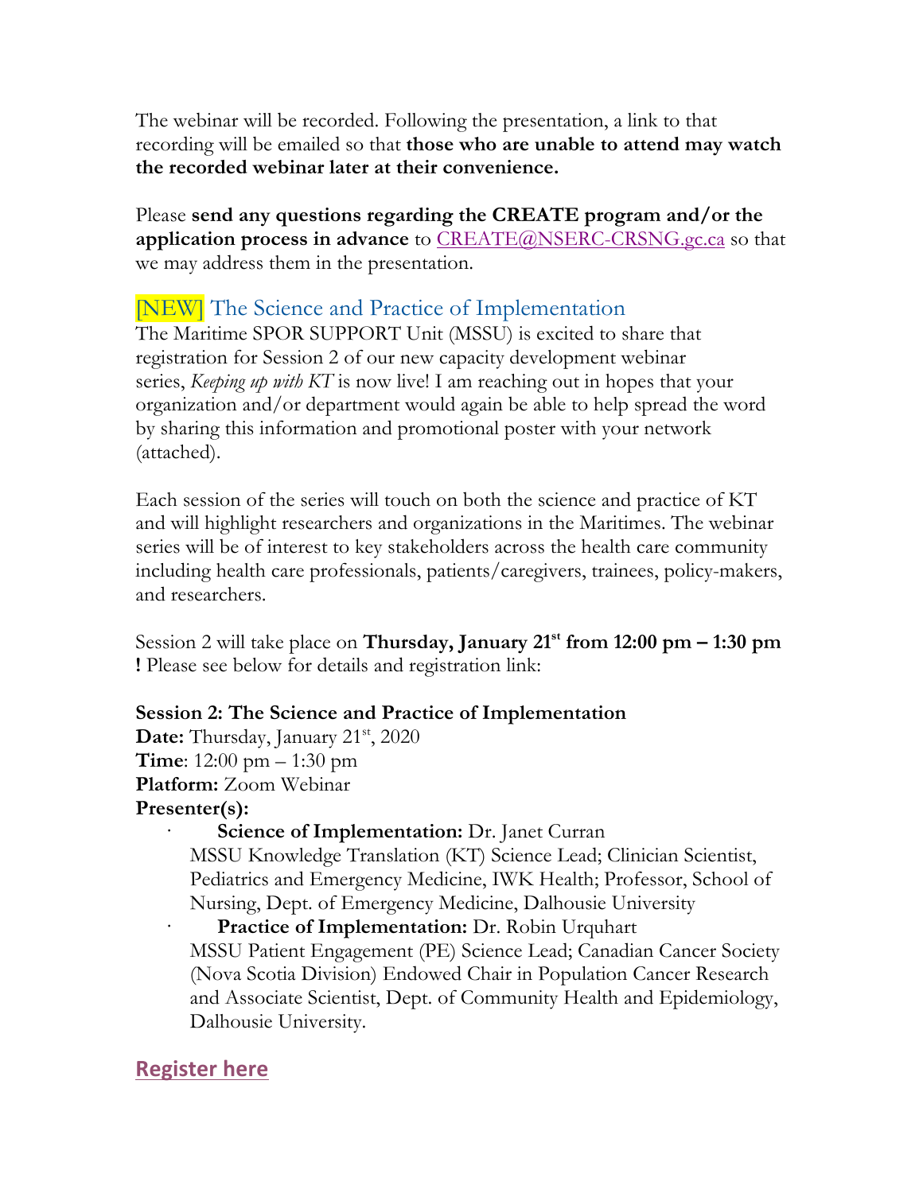The webinar will be recorded. Following the presentation, a link to that recording will be emailed so that **those who are unable to attend may watch the recorded webinar later at their convenience.**

Please **send any questions regarding the CREATE program and/or the application process in advance** to CREATE@NSERC-CRSNG.gc.ca so that we may address them in the presentation.

## [NEW] The Science and Practice of Implementation

The Maritime SPOR SUPPORT Unit (MSSU) is excited to share that registration for Session 2 of our new capacity development webinar series, *Keeping up with KT* is now live! I am reaching out in hopes that your organization and/or department would again be able to help spread the word by sharing this information and promotional poster with your network (attached).

Each session of the series will touch on both the science and practice of KT and will highlight researchers and organizations in the Maritimes. The webinar series will be of interest to key stakeholders across the health care community including health care professionals, patients/caregivers, trainees, policy-makers, and researchers.

Session 2 will take place on **Thursday, January 21st from 12:00 pm – 1:30 pm !** Please see below for details and registration link:

**Session 2: The Science and Practice of Implementation**
**Date:** Thursday, January 21st, 2020
**Time**: 12:00 pm – 1:30 pm
**Platform:** Zoom Webinar
**Presenter(s):**

- **Science of Implementation:** Dr. Janet Curran
  MSSU Knowledge Translation (KT) Science Lead; Clinician Scientist, Pediatrics and Emergency Medicine, IWK Health; Professor, School of Nursing, Dept. of Emergency Medicine, Dalhousie University
- **Practice of Implementation:** Dr. Robin Urquhart
  MSSU Patient Engagement (PE) Science Lead; Canadian Cancer Society (Nova Scotia Division) Endowed Chair in Population Cancer Research and Associate Scientist, Dept. of Community Health and Epidemiology, Dalhousie University.

**Register here**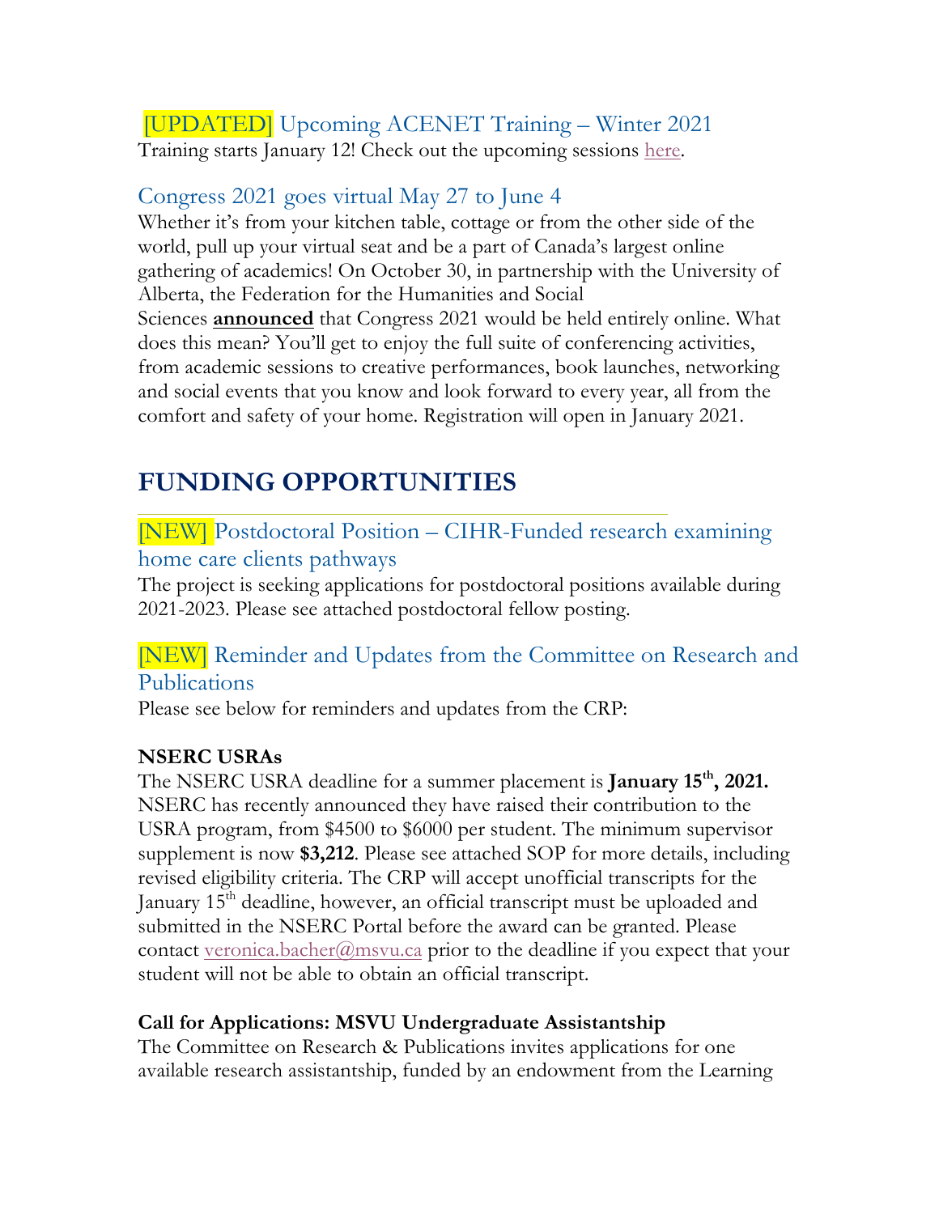### [UPDATED] Upcoming ACENET Training – Winter 2021

Training starts January 12! Check out the upcoming sessions here.

### Congress 2021 goes virtual May 27 to June 4

Whether it's from your kitchen table, cottage or from the other side of the world, pull up your virtual seat and be a part of Canada's largest online gathering of academics! On October 30, in partnership with the University of Alberta, the Federation for the Humanities and Social Sciences **announced** that Congress 2021 would be held entirely online. What does this mean? You'll get to enjoy the full suite of conferencing activities, from academic sessions to creative performances, book launches, networking and social events that you know and look forward to every year, all from the comfort and safety of your home. Registration will open in January 2021.

## FUNDING OPPORTUNITIES

### [NEW] Postdoctoral Position – CIHR-Funded research examining home care clients pathways

The project is seeking applications for postdoctoral positions available during 2021-2023. Please see attached postdoctoral fellow posting.

### [NEW] Reminder and Updates from the Committee on Research and Publications

Please see below for reminders and updates from the CRP:

**NSERC USRAs**

The NSERC USRA deadline for a summer placement is **January 15th, 2021.** NSERC has recently announced they have raised their contribution to the USRA program, from $4500 to $6000 per student. The minimum supervisor supplement is now **$3,212**. Please see attached SOP for more details, including revised eligibility criteria. The CRP will accept unofficial transcripts for the January 15th deadline, however, an official transcript must be uploaded and submitted in the NSERC Portal before the award can be granted. Please contact veronica.bacher@msvu.ca prior to the deadline if you expect that your student will not be able to obtain an official transcript.

**Call for Applications: MSVU Undergraduate Assistantship**

The Committee on Research & Publications invites applications for one available research assistantship, funded by an endowment from the Learning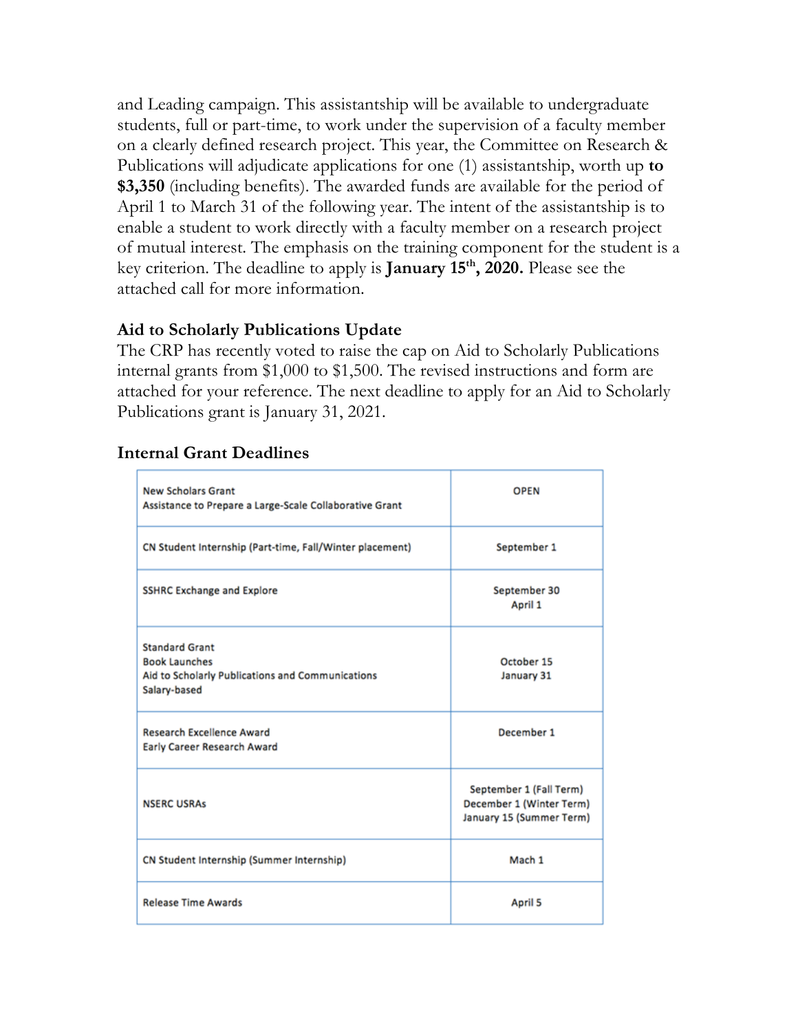and Leading campaign. This assistantship will be available to undergraduate students, full or part-time, to work under the supervision of a faculty member on a clearly defined research project. This year, the Committee on Research & Publications will adjudicate applications for one (1) assistantship, worth up **to $3,350** (including benefits). The awarded funds are available for the period of April 1 to March 31 of the following year. The intent of the assistantship is to enable a student to work directly with a faculty member on a research project of mutual interest. The emphasis on the training component for the student is a key criterion. The deadline to apply is **January 15th, 2020.** Please see the attached call for more information.

### Aid to Scholarly Publications Update

The CRP has recently voted to raise the cap on Aid to Scholarly Publications internal grants from $1,000 to $1,500. The revised instructions and form are attached for your reference. The next deadline to apply for an Aid to Scholarly Publications grant is January 31, 2021.

### Internal Grant Deadlines

| Grant | Deadline |
|---|---|
| New Scholars Grant<br>Assistance to Prepare a Large-Scale Collaborative Grant | OPEN |
| CN Student Internship (Part-time, Fall/Winter placement) | September 1 |
| SSHRC Exchange and Explore | September 30<br>April 1 |
| Standard Grant<br>Book Launches<br>Aid to Scholarly Publications and Communications<br>Salary-based | October 15<br>January 31 |
| Research Excellence Award<br>Early Career Research Award | December 1 |
| NSERC USRAs | September 1 (Fall Term)<br>December 1 (Winter Term)<br>January 15 (Summer Term) |
| CN Student Internship (Summer Internship) | Mach 1 |
| Release Time Awards | April 5 |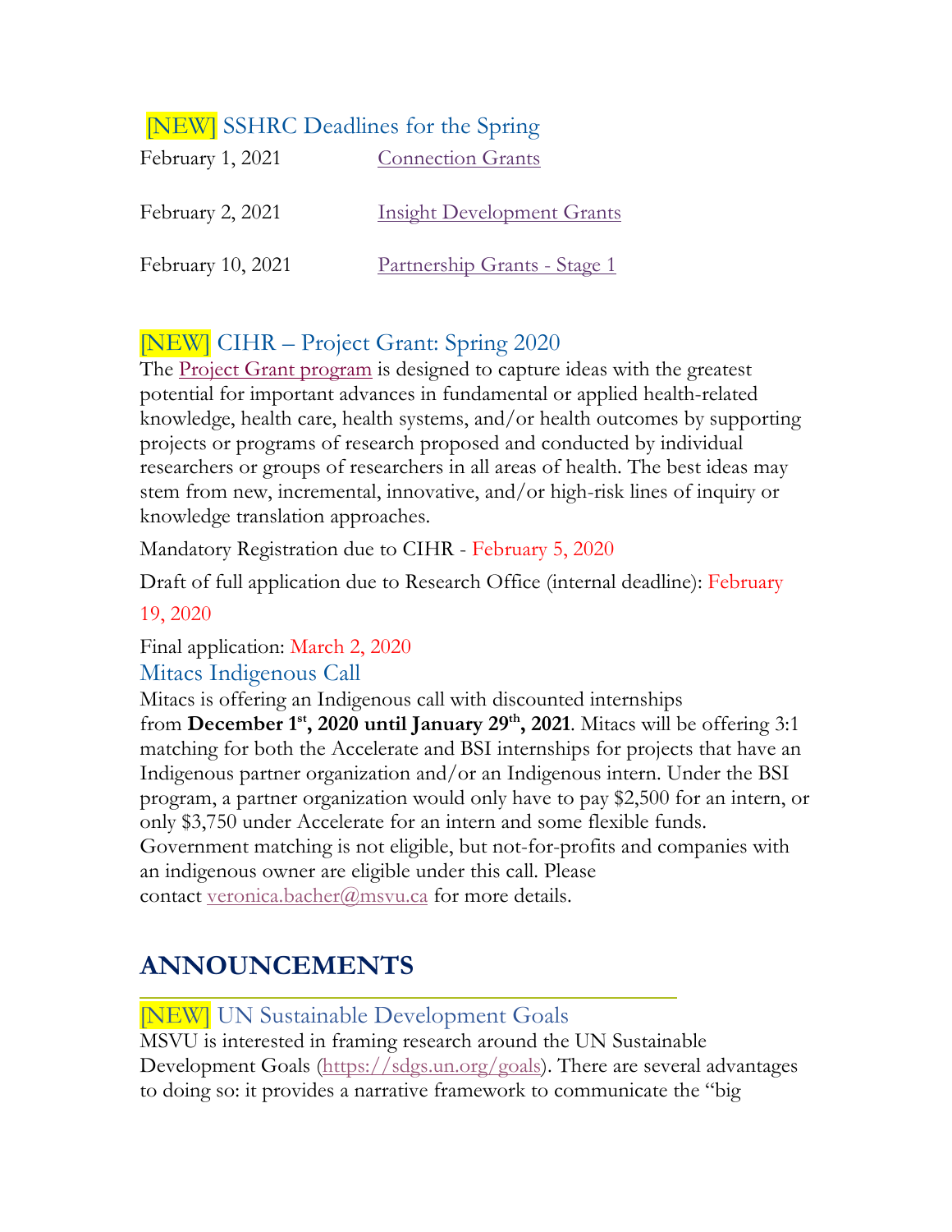### [NEW] SSHRC Deadlines for the Spring

| | |
|---|---|
| February 1, 2021 | Connection Grants |
| February 2, 2021 | Insight Development Grants |
| February 10, 2021 | Partnership Grants - Stage 1 |

### [NEW] CIHR – Project Grant: Spring 2020

The Project Grant program is designed to capture ideas with the greatest potential for important advances in fundamental or applied health-related knowledge, health care, health systems, and/or health outcomes by supporting projects or programs of research proposed and conducted by individual researchers or groups of researchers in all areas of health. The best ideas may stem from new, incremental, innovative, and/or high-risk lines of inquiry or knowledge translation approaches.

Mandatory Registration due to CIHR - February 5, 2020

Draft of full application due to Research Office (internal deadline): February 19, 2020

Final application: March 2, 2020

### Mitacs Indigenous Call

Mitacs is offering an Indigenous call with discounted internships from **December 1st, 2020 until January 29th, 2021**. Mitacs will be offering 3:1 matching for both the Accelerate and BSI internships for projects that have an Indigenous partner organization and/or an Indigenous intern. Under the BSI program, a partner organization would only have to pay $2,500 for an intern, or only $3,750 under Accelerate for an intern and some flexible funds. Government matching is not eligible, but not-for-profits and companies with an indigenous owner are eligible under this call. Please contact veronica.bacher@msvu.ca for more details.

## ANNOUNCEMENTS

### [NEW] UN Sustainable Development Goals

MSVU is interested in framing research around the UN Sustainable Development Goals (https://sdgs.un.org/goals). There are several advantages to doing so: it provides a narrative framework to communicate the "big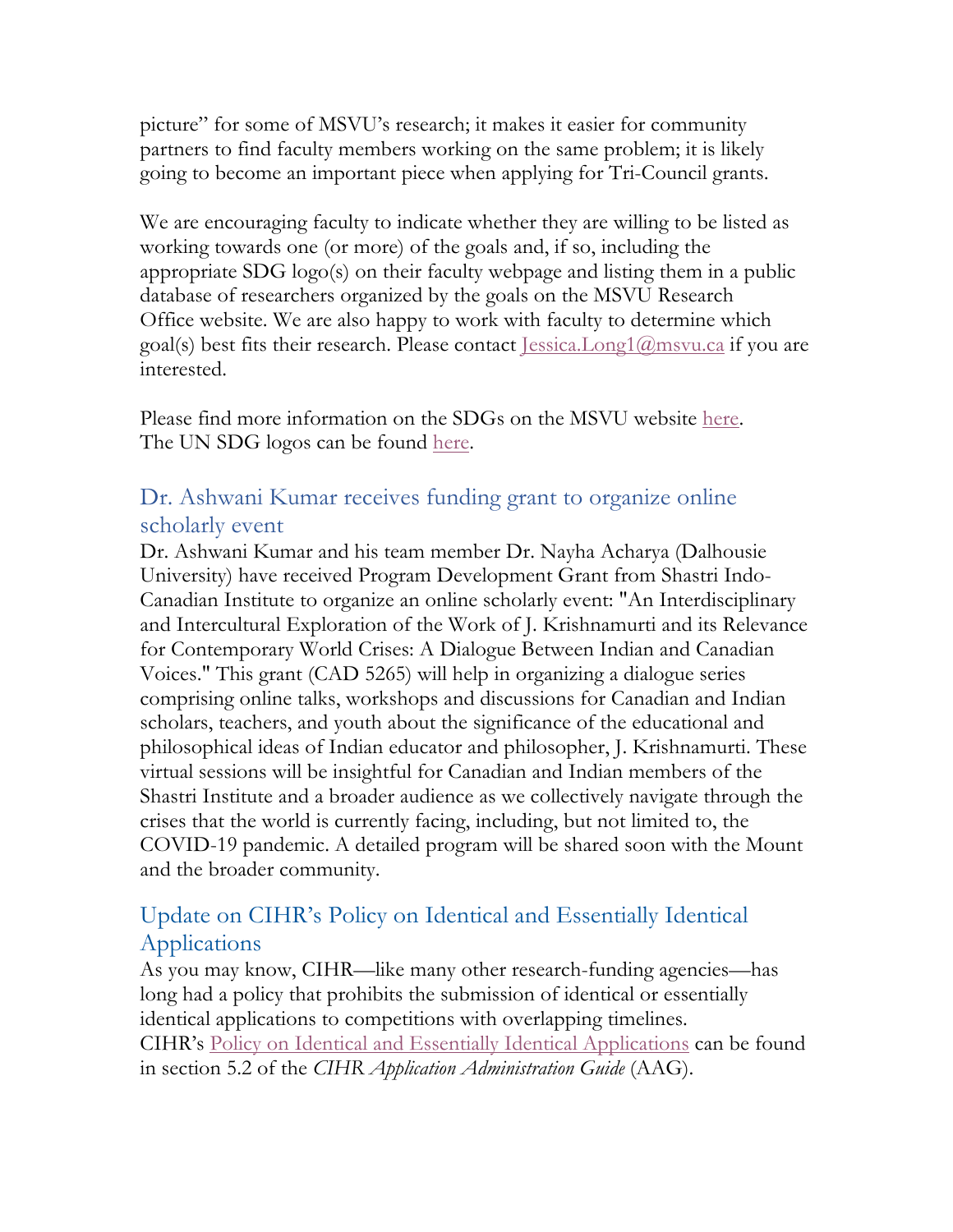picture" for some of MSVU's research; it makes it easier for community partners to find faculty members working on the same problem; it is likely going to become an important piece when applying for Tri-Council grants.

We are encouraging faculty to indicate whether they are willing to be listed as working towards one (or more) of the goals and, if so, including the appropriate SDG logo(s) on their faculty webpage and listing them in a public database of researchers organized by the goals on the MSVU Research Office website. We are also happy to work with faculty to determine which goal(s) best fits their research. Please contact Jessica.Long1@msvu.ca if you are interested.

Please find more information on the SDGs on the MSVU website here.
The UN SDG logos can be found here.

## Dr. Ashwani Kumar receives funding grant to organize online scholarly event

Dr. Ashwani Kumar and his team member Dr. Nayha Acharya (Dalhousie University) have received Program Development Grant from Shastri Indo-Canadian Institute to organize an online scholarly event: "An Interdisciplinary and Intercultural Exploration of the Work of J. Krishnamurti and its Relevance for Contemporary World Crises: A Dialogue Between Indian and Canadian Voices." This grant (CAD 5265) will help in organizing a dialogue series comprising online talks, workshops and discussions for Canadian and Indian scholars, teachers, and youth about the significance of the educational and philosophical ideas of Indian educator and philosopher, J. Krishnamurti. These virtual sessions will be insightful for Canadian and Indian members of the Shastri Institute and a broader audience as we collectively navigate through the crises that the world is currently facing, including, but not limited to, the COVID-19 pandemic. A detailed program will be shared soon with the Mount and the broader community.

## Update on CIHR's Policy on Identical and Essentially Identical Applications

As you may know, CIHR—like many other research-funding agencies—has long had a policy that prohibits the submission of identical or essentially identical applications to competitions with overlapping timelines. CIHR's Policy on Identical and Essentially Identical Applications can be found in section 5.2 of the *CIHR Application Administration Guide* (AAG).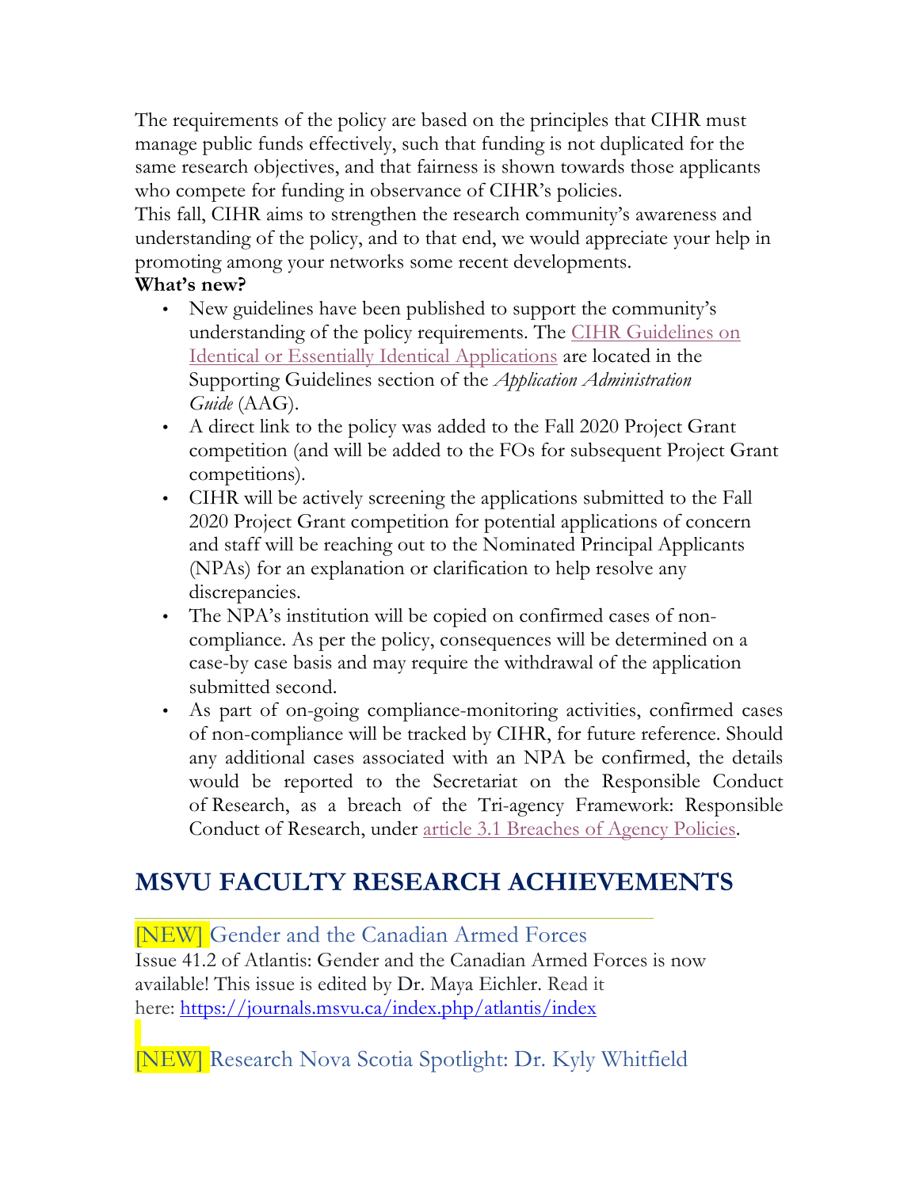The requirements of the policy are based on the principles that CIHR must manage public funds effectively, such that funding is not duplicated for the same research objectives, and that fairness is shown towards those applicants who compete for funding in observance of CIHR's policies.

This fall, CIHR aims to strengthen the research community's awareness and understanding of the policy, and to that end, we would appreciate your help in promoting among your networks some recent developments.

**What's new?**

- New guidelines have been published to support the community's understanding of the policy requirements. The CIHR Guidelines on Identical or Essentially Identical Applications are located in the Supporting Guidelines section of the *Application Administration Guide* (AAG).
- A direct link to the policy was added to the Fall 2020 Project Grant competition (and will be added to the FOs for subsequent Project Grant competitions).
- CIHR will be actively screening the applications submitted to the Fall 2020 Project Grant competition for potential applications of concern and staff will be reaching out to the Nominated Principal Applicants (NPAs) for an explanation or clarification to help resolve any discrepancies.
- The NPA's institution will be copied on confirmed cases of non-compliance. As per the policy, consequences will be determined on a case-by case basis and may require the withdrawal of the application submitted second.
- As part of on-going compliance-monitoring activities, confirmed cases of non-compliance will be tracked by CIHR, for future reference. Should any additional cases associated with an NPA be confirmed, the details would be reported to the Secretariat on the Responsible Conduct of Research, as a breach of the Tri-agency Framework: Responsible Conduct of Research, under article 3.1 Breaches of Agency Policies.

## MSVU FACULTY RESEARCH ACHIEVEMENTS

### [NEW] Gender and the Canadian Armed Forces

Issue 41.2 of Atlantis: Gender and the Canadian Armed Forces is now available! This issue is edited by Dr. Maya Eichler. Read it here: https://journals.msvu.ca/index.php/atlantis/index

### [NEW] Research Nova Scotia Spotlight: Dr. Kyly Whitfield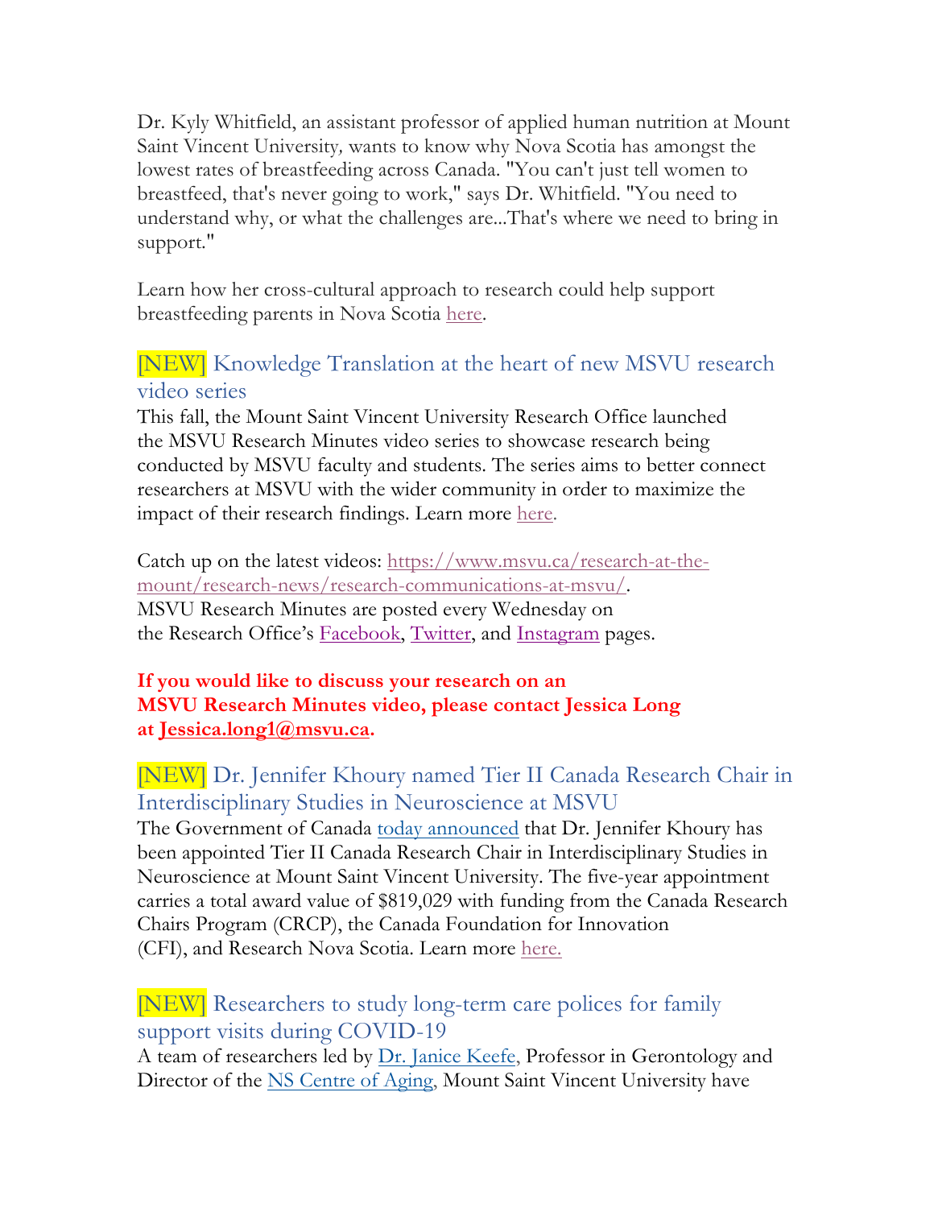Dr. Kyly Whitfield, an assistant professor of applied human nutrition at Mount Saint Vincent University, wants to know why Nova Scotia has amongst the lowest rates of breastfeeding across Canada. "You can't just tell women to breastfeed, that's never going to work," says Dr. Whitfield. "You need to understand why, or what the challenges are...That's where we need to bring in support."

Learn how her cross-cultural approach to research could help support breastfeeding parents in Nova Scotia here.

### [NEW] Knowledge Translation at the heart of new MSVU research video series

This fall, the Mount Saint Vincent University Research Office launched the MSVU Research Minutes video series to showcase research being conducted by MSVU faculty and students. The series aims to better connect researchers at MSVU with the wider community in order to maximize the impact of their research findings. Learn more here.

Catch up on the latest videos: https://www.msvu.ca/research-at-the-mount/research-news/research-communications-at-msvu/.
MSVU Research Minutes are posted every Wednesday on the Research Office's Facebook, Twitter, and Instagram pages.

**If you would like to discuss your research on an MSVU Research Minutes video, please contact Jessica Long at Jessica.long1@msvu.ca.**

### [NEW] Dr. Jennifer Khoury named Tier II Canada Research Chair in Interdisciplinary Studies in Neuroscience at MSVU

The Government of Canada today announced that Dr. Jennifer Khoury has been appointed Tier II Canada Research Chair in Interdisciplinary Studies in Neuroscience at Mount Saint Vincent University. The five-year appointment carries a total award value of $819,029 with funding from the Canada Research Chairs Program (CRCP), the Canada Foundation for Innovation (CFI), and Research Nova Scotia. Learn more here.

### [NEW] Researchers to study long-term care polices for family support visits during COVID-19

A team of researchers led by Dr. Janice Keefe, Professor in Gerontology and Director of the NS Centre of Aging, Mount Saint Vincent University have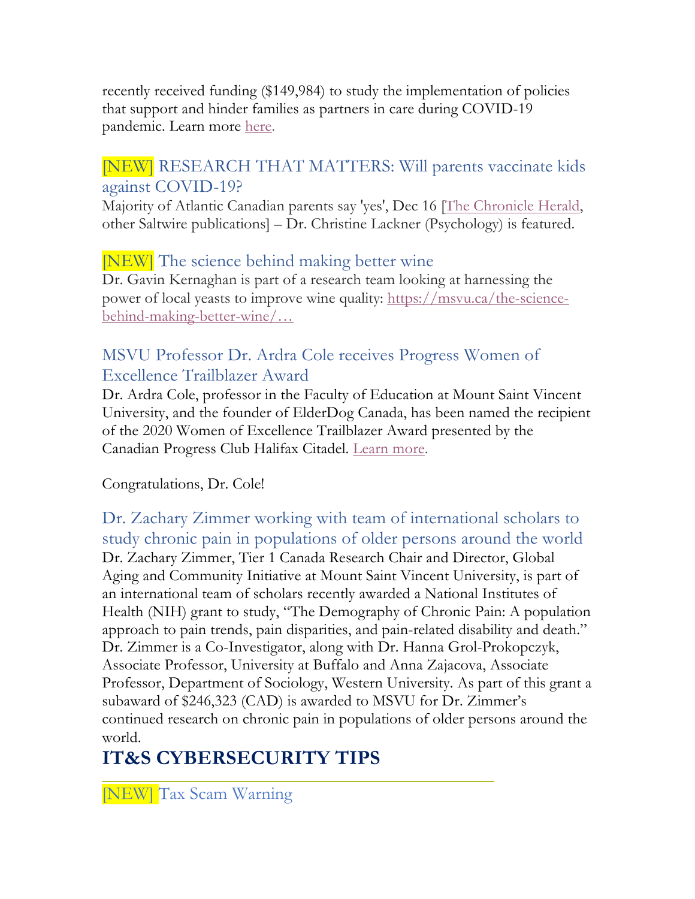recently received funding ($149,984) to study the implementation of policies that support and hinder families as partners in care during COVID-19 pandemic. Learn more here.

### [NEW] RESEARCH THAT MATTERS: Will parents vaccinate kids against COVID-19?

Majority of Atlantic Canadian parents say 'yes', Dec 16 [The Chronicle Herald, other Saltwire publications] – Dr. Christine Lackner (Psychology) is featured.

### [NEW] The science behind making better wine

Dr. Gavin Kernaghan is part of a research team looking at harnessing the power of local yeasts to improve wine quality: https://msvu.ca/the-science-behind-making-better-wine/…

### MSVU Professor Dr. Ardra Cole receives Progress Women of Excellence Trailblazer Award

Dr. Ardra Cole, professor in the Faculty of Education at Mount Saint Vincent University, and the founder of ElderDog Canada, has been named the recipient of the 2020 Women of Excellence Trailblazer Award presented by the Canadian Progress Club Halifax Citadel. Learn more.

Congratulations, Dr. Cole!

### Dr. Zachary Zimmer working with team of international scholars to study chronic pain in populations of older persons around the world

Dr. Zachary Zimmer, Tier 1 Canada Research Chair and Director, Global Aging and Community Initiative at Mount Saint Vincent University, is part of an international team of scholars recently awarded a National Institutes of Health (NIH) grant to study, "The Demography of Chronic Pain: A population approach to pain trends, pain disparities, and pain-related disability and death." Dr. Zimmer is a Co-Investigator, along with Dr. Hanna Grol-Prokopczyk, Associate Professor, University at Buffalo and Anna Zajacova, Associate Professor, Department of Sociology, Western University. As part of this grant a subaward of $246,323 (CAD) is awarded to MSVU for Dr. Zimmer's continued research on chronic pain in populations of older persons around the world.

## IT&S CYBERSECURITY TIPS

### [NEW] Tax Scam Warning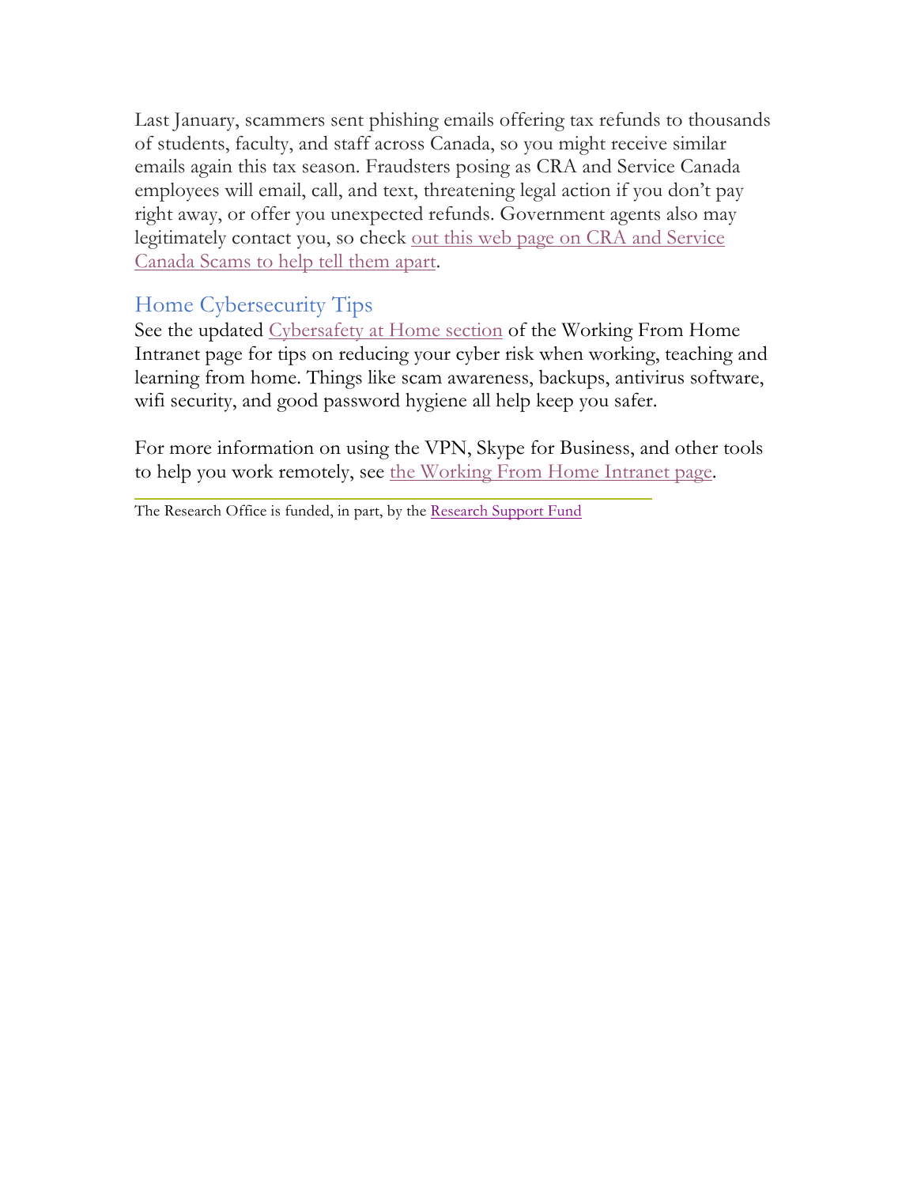Last January, scammers sent phishing emails offering tax refunds to thousands of students, faculty, and staff across Canada, so you might receive similar emails again this tax season. Fraudsters posing as CRA and Service Canada employees will email, call, and text, threatening legal action if you don't pay right away, or offer you unexpected refunds. Government agents also may legitimately contact you, so check out this web page on CRA and Service Canada Scams to help tell them apart.

## Home Cybersecurity Tips

See the updated Cybersafety at Home section of the Working From Home Intranet page for tips on reducing your cyber risk when working, teaching and learning from home. Things like scam awareness, backups, antivirus software, wifi security, and good password hygiene all help keep you safer.

For more information on using the VPN, Skype for Business, and other tools to help you work remotely, see the Working From Home Intranet page.

---

The Research Office is funded, in part, by the Research Support Fund